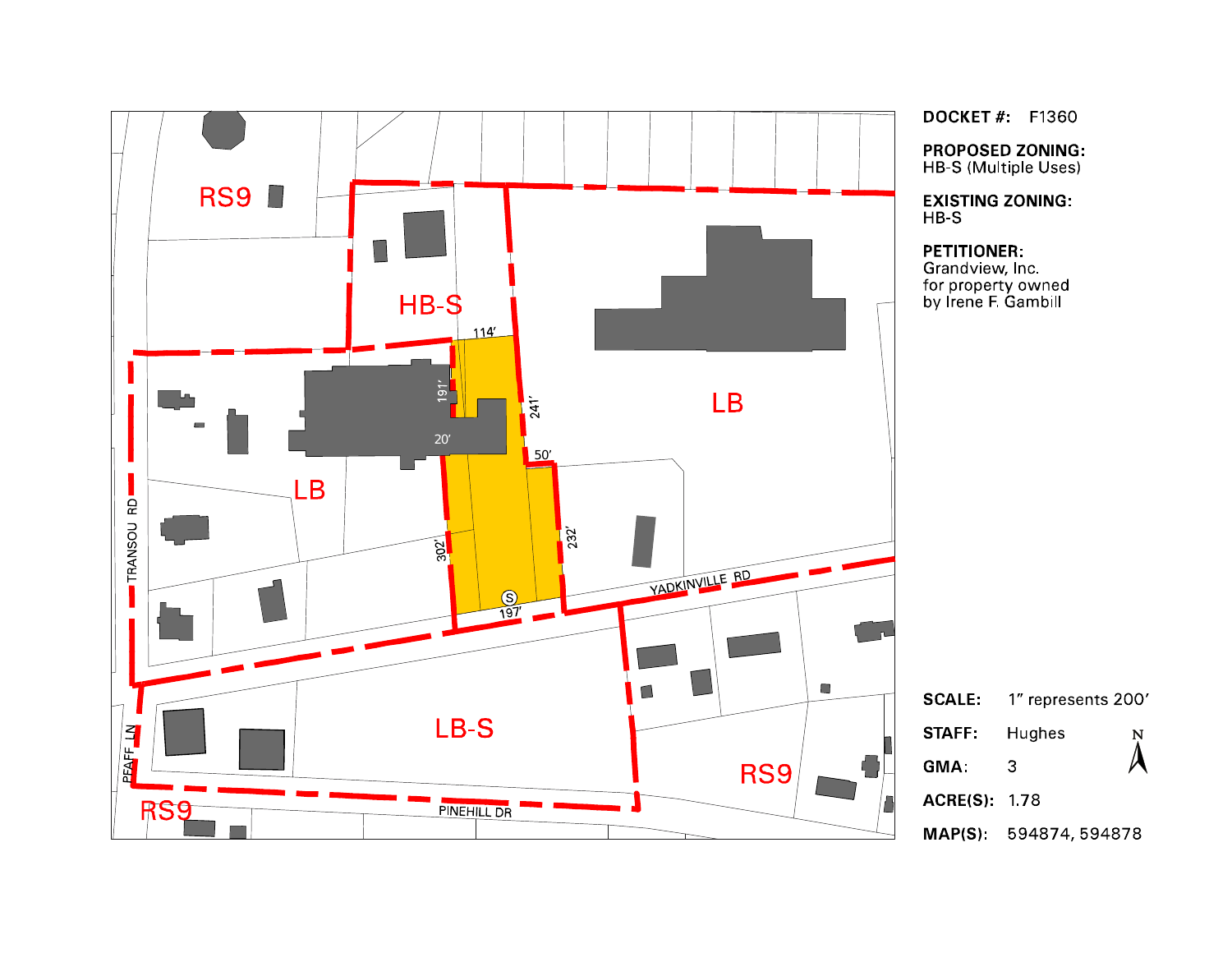**DOCKET #:** F1360

**PROPOSED ZONING:**
HB-S (Multiple Uses)

**EXISTING ZONING:**
HB-S

**PETITIONER:**
Grandview, Inc.
for property owned
by Irene F. Gambill

RS9

HB-S

LB

LB

LB-S

RS9

RS9

114'

191'

241'

20'

50'

302'

232'

197'

TRANSOU RD

YADKINVILLE RD

PFAFF LN

PINEHILL DR

| | |
|---|---|
| **SCALE:** | 1" represents 200' |
| **STAFF:** | Hughes |
| **GMA:** | 3 |
| **ACRE(S):** | 1.78 |
| **MAP(S):** | 594874, 594878 |

N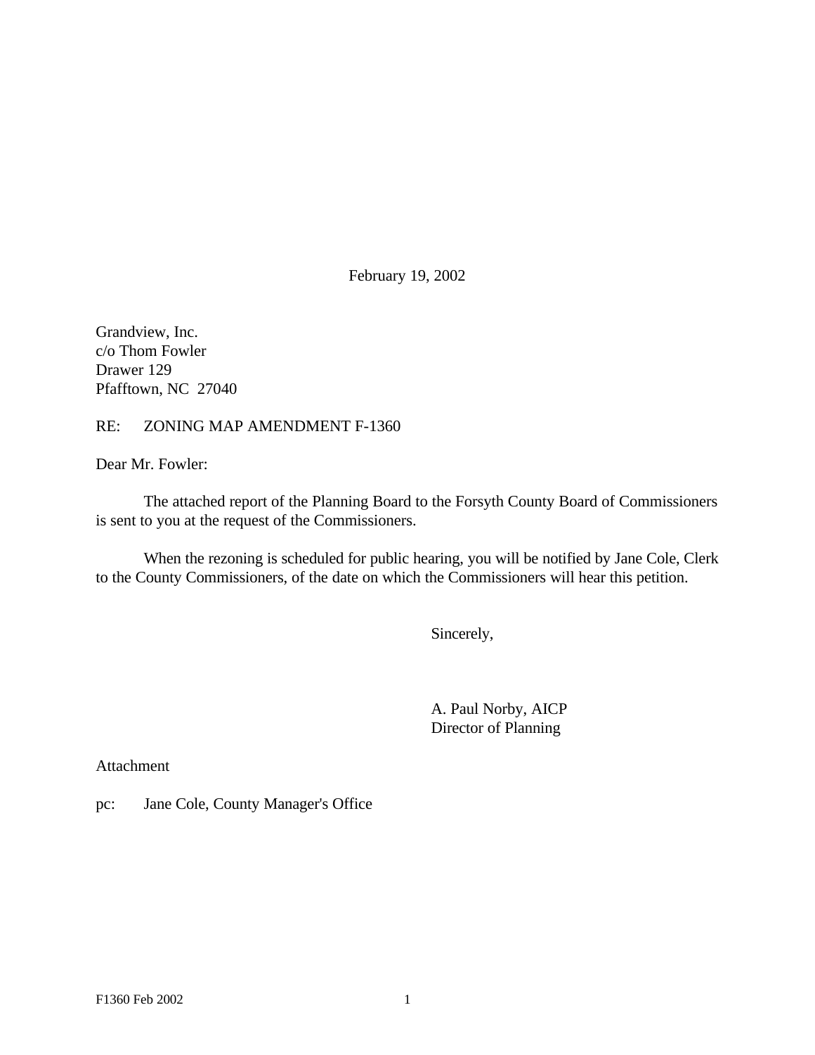February 19, 2002

Grandview, Inc.
c/o Thom Fowler
Drawer 129
Pfafftown, NC  27040

RE: ZONING MAP AMENDMENT F-1360

Dear Mr. Fowler:

The attached report of the Planning Board to the Forsyth County Board of Commissioners is sent to you at the request of the Commissioners.

When the rezoning is scheduled for public hearing, you will be notified by Jane Cole, Clerk to the County Commissioners, of the date on which the Commissioners will hear this petition.

Sincerely,

A. Paul Norby, AICP
Director of Planning

Attachment

pc: Jane Cole, County Manager's Office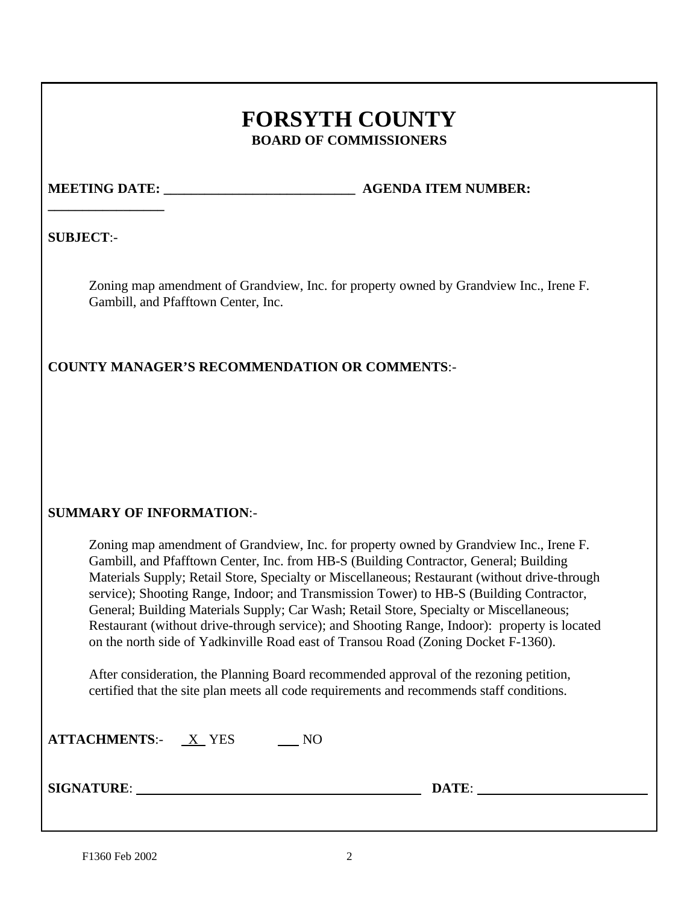# FORSYTH COUNTY

## BOARD OF COMMISSIONERS

**MEETING DATE:** ___________________________ **AGENDA ITEM NUMBER:** _________________

**SUBJECT**:-

Zoning map amendment of Grandview, Inc. for property owned by Grandview Inc., Irene F. Gambill, and Pfafftown Center, Inc.

**COUNTY MANAGER'S RECOMMENDATION OR COMMENTS**:-

**SUMMARY OF INFORMATION**:-

Zoning map amendment of Grandview, Inc. for property owned by Grandview Inc., Irene F. Gambill, and Pfafftown Center, Inc. from HB-S (Building Contractor, General; Building Materials Supply; Retail Store, Specialty or Miscellaneous; Restaurant (without drive-through service); Shooting Range, Indoor; and Transmission Tower) to HB-S (Building Contractor, General; Building Materials Supply; Car Wash; Retail Store, Specialty or Miscellaneous; Restaurant (without drive-through service); and Shooting Range, Indoor): property is located on the north side of Yadkinville Road east of Transou Road (Zoning Docket F-1360).

After consideration, the Planning Board recommended approval of the rezoning petition, certified that the site plan meets all code requirements and recommends staff conditions.

**ATTACHMENTS**:- _X_ YES ___ NO

**SIGNATURE**: ________________________________________ **DATE**: ________________________

F1360 Feb 2002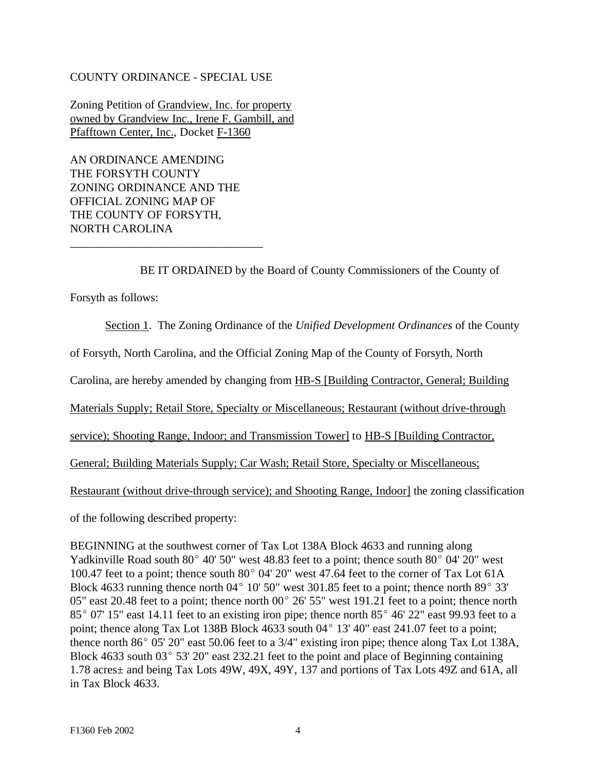COUNTY ORDINANCE - SPECIAL USE

Zoning Petition of Grandview, Inc. for property owned by Grandview Inc., Irene F. Gambill, and Pfafftown Center, Inc., Docket F-1360

AN ORDINANCE AMENDING
THE FORSYTH COUNTY
ZONING ORDINANCE AND THE
OFFICIAL ZONING MAP OF
THE COUNTY OF FORSYTH,
NORTH CAROLINA

---

BE IT ORDAINED by the Board of County Commissioners of the County of Forsyth as follows:

Section 1. The Zoning Ordinance of the *Unified Development Ordinances* of the County of Forsyth, North Carolina, and the Official Zoning Map of the County of Forsyth, North Carolina, are hereby amended by changing from HB-S [Building Contractor, General; Building Materials Supply; Retail Store, Specialty or Miscellaneous; Restaurant (without drive-through service); Shooting Range, Indoor; and Transmission Tower] to HB-S [Building Contractor, General; Building Materials Supply; Car Wash; Retail Store, Specialty or Miscellaneous; Restaurant (without drive-through service); and Shooting Range, Indoor] the zoning classification of the following described property:

BEGINNING at the southwest corner of Tax Lot 138A Block 4633 and running along Yadkinville Road south 80° 40' 50" west 48.83 feet to a point; thence south 80° 04' 20" west 100.47 feet to a point; thence south 80° 04' 20" west 47.64 feet to the corner of Tax Lot 61A Block 4633 running thence north 04° 10' 50" west 301.85 feet to a point; thence north 89° 33' 05" east 20.48 feet to a point; thence north 00° 26' 55" west 191.21 feet to a point; thence north 85° 07' 15" east 14.11 feet to an existing iron pipe; thence north 85° 46' 22" east 99.93 feet to a point; thence along Tax Lot 138B Block 4633 south 04° 13' 40" east 241.07 feet to a point; thence north 86° 05' 20" east 50.06 feet to a 3/4" existing iron pipe; thence along Tax Lot 138A, Block 4633 south 03° 53' 20" east 232.21 feet to the point and place of Beginning containing 1.78 acres± and being Tax Lots 49W, 49X, 49Y, 137 and portions of Tax Lots 49Z and 61A, all in Tax Block 4633.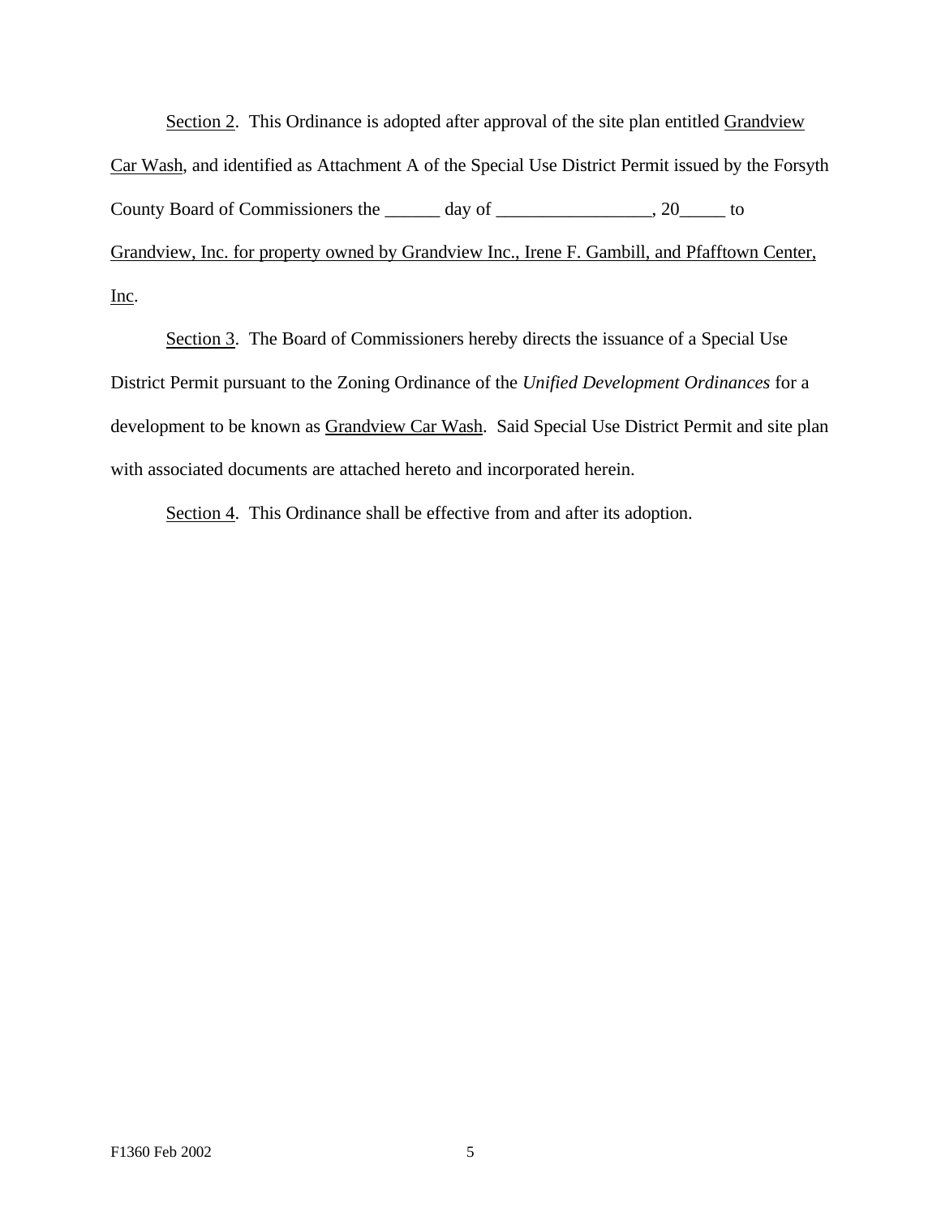Section 2. This Ordinance is adopted after approval of the site plan entitled Grandview Car Wash, and identified as Attachment A of the Special Use District Permit issued by the Forsyth County Board of Commissioners the ______ day of _________________, 20_____ to Grandview, Inc. for property owned by Grandview Inc., Irene F. Gambill, and Pfafftown Center, Inc.

Section 3. The Board of Commissioners hereby directs the issuance of a Special Use District Permit pursuant to the Zoning Ordinance of the *Unified Development Ordinances* for a development to be known as Grandview Car Wash. Said Special Use District Permit and site plan with associated documents are attached hereto and incorporated herein.

Section 4. This Ordinance shall be effective from and after its adoption.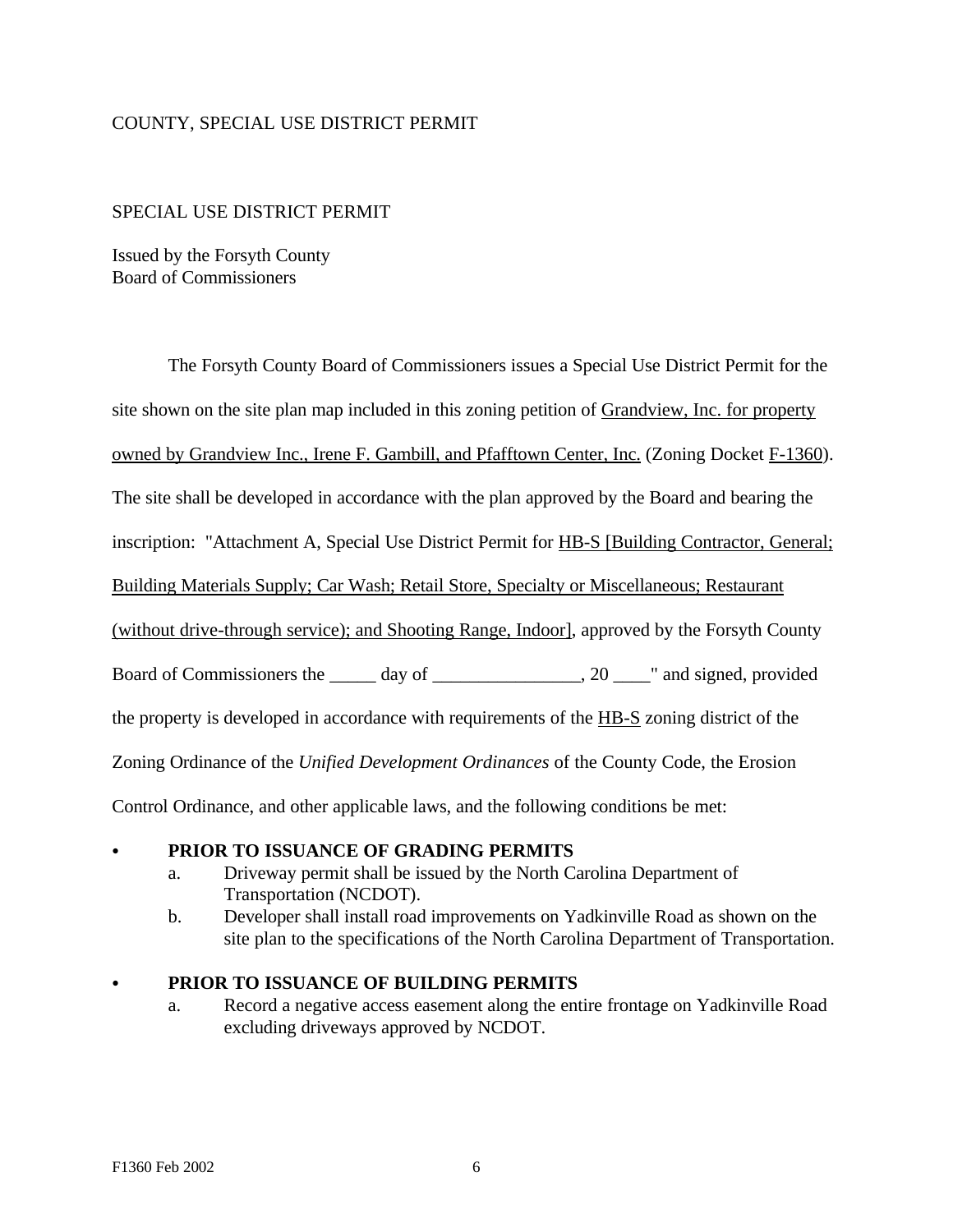COUNTY, SPECIAL USE DISTRICT PERMIT

SPECIAL USE DISTRICT PERMIT

Issued by the Forsyth County
Board of Commissioners

The Forsyth County Board of Commissioners issues a Special Use District Permit for the site shown on the site plan map included in this zoning petition of Grandview, Inc. for property owned by Grandview Inc., Irene F. Gambill, and Pfafftown Center, Inc. (Zoning Docket F-1360). The site shall be developed in accordance with the plan approved by the Board and bearing the inscription: "Attachment A, Special Use District Permit for HB-S [Building Contractor, General; Building Materials Supply; Car Wash; Retail Store, Specialty or Miscellaneous; Restaurant (without drive-through service); and Shooting Range, Indoor], approved by the Forsyth County Board of Commissioners the _____ day of ________________, 20 ____" and signed, provided the property is developed in accordance with requirements of the HB-S zoning district of the Zoning Ordinance of the *Unified Development Ordinances* of the County Code, the Erosion Control Ordinance, and other applicable laws, and the following conditions be met:

- **PRIOR TO ISSUANCE OF GRADING PERMITS**
  - a. Driveway permit shall be issued by the North Carolina Department of Transportation (NCDOT).
  - b. Developer shall install road improvements on Yadkinville Road as shown on the site plan to the specifications of the North Carolina Department of Transportation.

- **PRIOR TO ISSUANCE OF BUILDING PERMITS**
  - a. Record a negative access easement along the entire frontage on Yadkinville Road excluding driveways approved by NCDOT.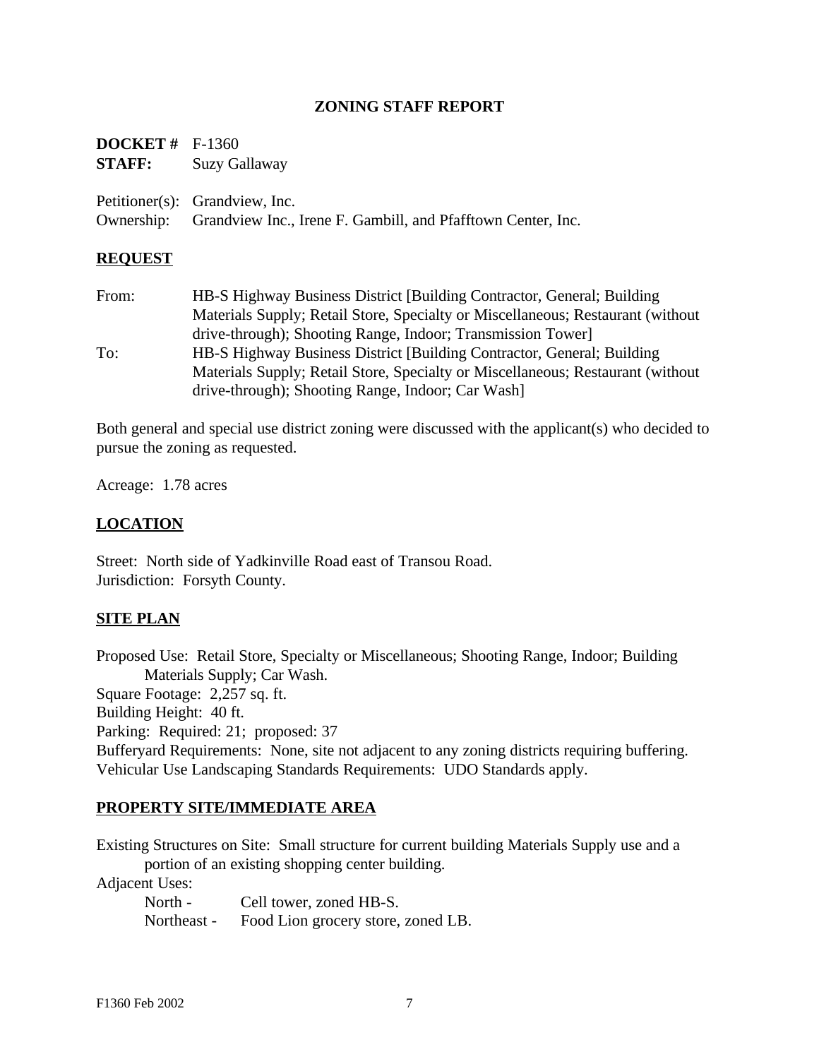# ZONING STAFF REPORT

**DOCKET #** F-1360
**STAFF:** Suzy Gallaway

Petitioner(s): Grandview, Inc.
Ownership: Grandview Inc., Irene F. Gambill, and Pfafftown Center, Inc.

## REQUEST

From: HB-S Highway Business District [Building Contractor, General; Building Materials Supply; Retail Store, Specialty or Miscellaneous; Restaurant (without drive-through); Shooting Range, Indoor; Transmission Tower]

To: HB-S Highway Business District [Building Contractor, General; Building Materials Supply; Retail Store, Specialty or Miscellaneous; Restaurant (without drive-through); Shooting Range, Indoor; Car Wash]

Both general and special use district zoning were discussed with the applicant(s) who decided to pursue the zoning as requested.

Acreage: 1.78 acres

## LOCATION

Street: North side of Yadkinville Road east of Transou Road.
Jurisdiction: Forsyth County.

## SITE PLAN

Proposed Use: Retail Store, Specialty or Miscellaneous; Shooting Range, Indoor; Building Materials Supply; Car Wash.
Square Footage: 2,257 sq. ft.
Building Height: 40 ft.
Parking: Required: 21; proposed: 37
Bufferyard Requirements: None, site not adjacent to any zoning districts requiring buffering.
Vehicular Use Landscaping Standards Requirements: UDO Standards apply.

## PROPERTY SITE/IMMEDIATE AREA

Existing Structures on Site: Small structure for current building Materials Supply use and a portion of an existing shopping center building.

Adjacent Uses:

North - Cell tower, zoned HB-S.
Northeast - Food Lion grocery store, zoned LB.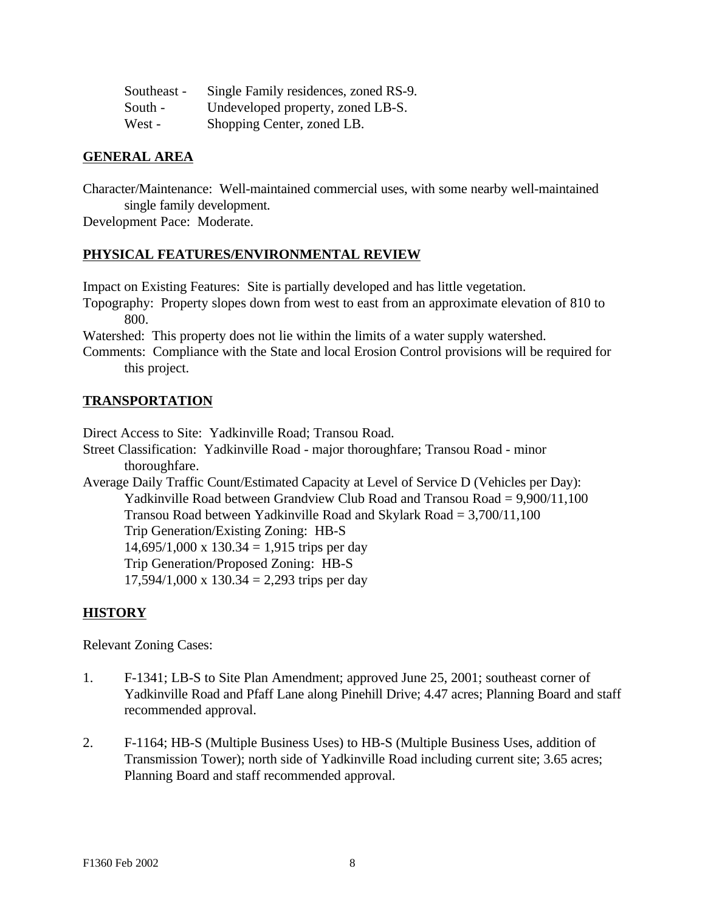Southeast - Single Family residences, zoned RS-9.
South - Undeveloped property, zoned LB-S.
West - Shopping Center, zoned LB.

## GENERAL AREA

Character/Maintenance: Well-maintained commercial uses, with some nearby well-maintained single family development.
Development Pace: Moderate.

## PHYSICAL FEATURES/ENVIRONMENTAL REVIEW

Impact on Existing Features: Site is partially developed and has little vegetation.
Topography: Property slopes down from west to east from an approximate elevation of 810 to 800.
Watershed: This property does not lie within the limits of a water supply watershed.
Comments: Compliance with the State and local Erosion Control provisions will be required for this project.

## TRANSPORTATION

Direct Access to Site: Yadkinville Road; Transou Road.
Street Classification: Yadkinville Road - major thoroughfare; Transou Road - minor thoroughfare.
Average Daily Traffic Count/Estimated Capacity at Level of Service D (Vehicles per Day):
Yadkinville Road between Grandview Club Road and Transou Road = 9,900/11,100
Transou Road between Yadkinville Road and Skylark Road = 3,700/11,100
Trip Generation/Existing Zoning: HB-S
14,695/1,000 x 130.34 = 1,915 trips per day
Trip Generation/Proposed Zoning: HB-S
17,594/1,000 x 130.34 = 2,293 trips per day

## HISTORY

Relevant Zoning Cases:

1. F-1341; LB-S to Site Plan Amendment; approved June 25, 2001; southeast corner of Yadkinville Road and Pfaff Lane along Pinehill Drive; 4.47 acres; Planning Board and staff recommended approval.

2. F-1164; HB-S (Multiple Business Uses) to HB-S (Multiple Business Uses, addition of Transmission Tower); north side of Yadkinville Road including current site; 3.65 acres; Planning Board and staff recommended approval.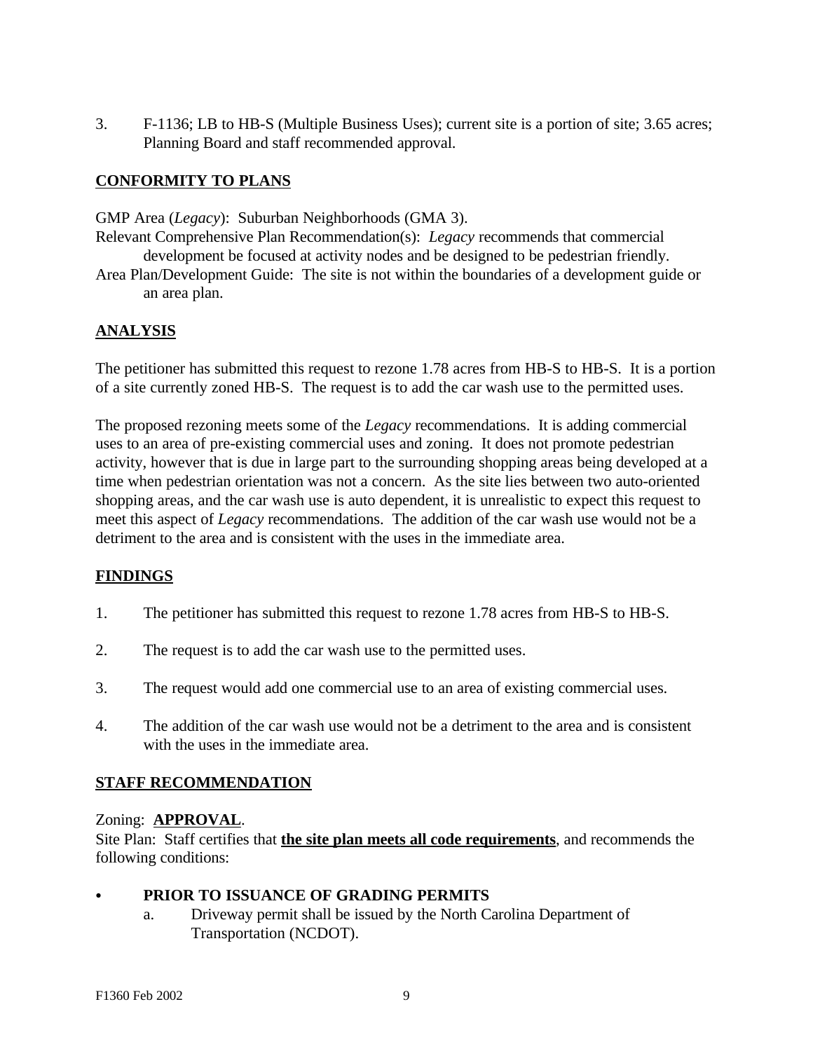3. F-1136; LB to HB-S (Multiple Business Uses); current site is a portion of site; 3.65 acres; Planning Board and staff recommended approval.

## CONFORMITY TO PLANS

GMP Area (*Legacy*): Suburban Neighborhoods (GMA 3).

Relevant Comprehensive Plan Recommendation(s): *Legacy* recommends that commercial development be focused at activity nodes and be designed to be pedestrian friendly.

Area Plan/Development Guide: The site is not within the boundaries of a development guide or an area plan.

## ANALYSIS

The petitioner has submitted this request to rezone 1.78 acres from HB-S to HB-S. It is a portion of a site currently zoned HB-S. The request is to add the car wash use to the permitted uses.

The proposed rezoning meets some of the *Legacy* recommendations. It is adding commercial uses to an area of pre-existing commercial uses and zoning. It does not promote pedestrian activity, however that is due in large part to the surrounding shopping areas being developed at a time when pedestrian orientation was not a concern. As the site lies between two auto-oriented shopping areas, and the car wash use is auto dependent, it is unrealistic to expect this request to meet this aspect of *Legacy* recommendations. The addition of the car wash use would not be a detriment to the area and is consistent with the uses in the immediate area.

## FINDINGS

1. The petitioner has submitted this request to rezone 1.78 acres from HB-S to HB-S.
2. The request is to add the car wash use to the permitted uses.
3. The request would add one commercial use to an area of existing commercial uses.
4. The addition of the car wash use would not be a detriment to the area and is consistent with the uses in the immediate area.

## STAFF RECOMMENDATION

Zoning: **APPROVAL**.

Site Plan: Staff certifies that **the site plan meets all code requirements**, and recommends the following conditions:

- **PRIOR TO ISSUANCE OF GRADING PERMITS**
    a. Driveway permit shall be issued by the North Carolina Department of Transportation (NCDOT).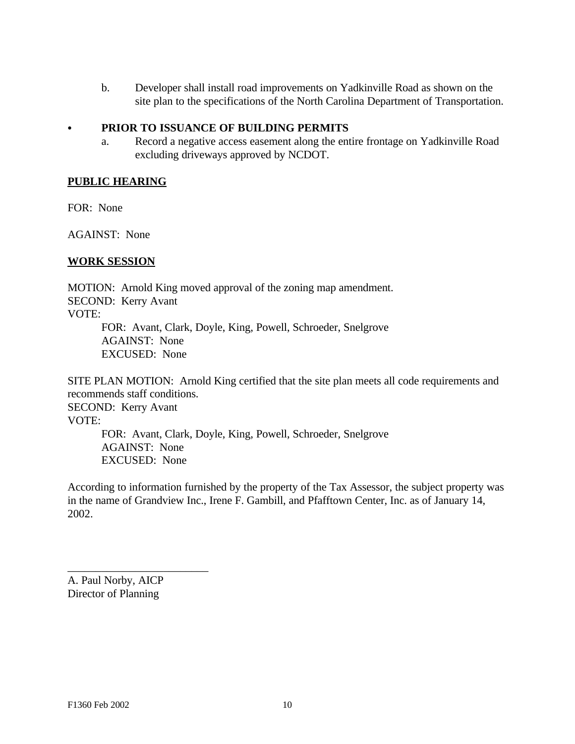b. Developer shall install road improvements on Yadkinville Road as shown on the site plan to the specifications of the North Carolina Department of Transportation.

- **PRIOR TO ISSUANCE OF BUILDING PERMITS**
  a. Record a negative access easement along the entire frontage on Yadkinville Road excluding driveways approved by NCDOT.

**PUBLIC HEARING**

FOR: None

AGAINST: None

**WORK SESSION**

MOTION: Arnold King moved approval of the zoning map amendment.
SECOND: Kerry Avant
VOTE:
FOR: Avant, Clark, Doyle, King, Powell, Schroeder, Snelgrove
AGAINST: None
EXCUSED: None

SITE PLAN MOTION: Arnold King certified that the site plan meets all code requirements and recommends staff conditions.
SECOND: Kerry Avant
VOTE:
FOR: Avant, Clark, Doyle, King, Powell, Schroeder, Snelgrove
AGAINST: None
EXCUSED: None

According to information furnished by the property of the Tax Assessor, the subject property was in the name of Grandview Inc., Irene F. Gambill, and Pfafftown Center, Inc. as of January 14, 2002.

\_\_\_\_\_\_\_\_\_\_\_\_\_\_\_\_\_\_\_\_\_\_\_\_\_\_
A. Paul Norby, AICP
Director of Planning